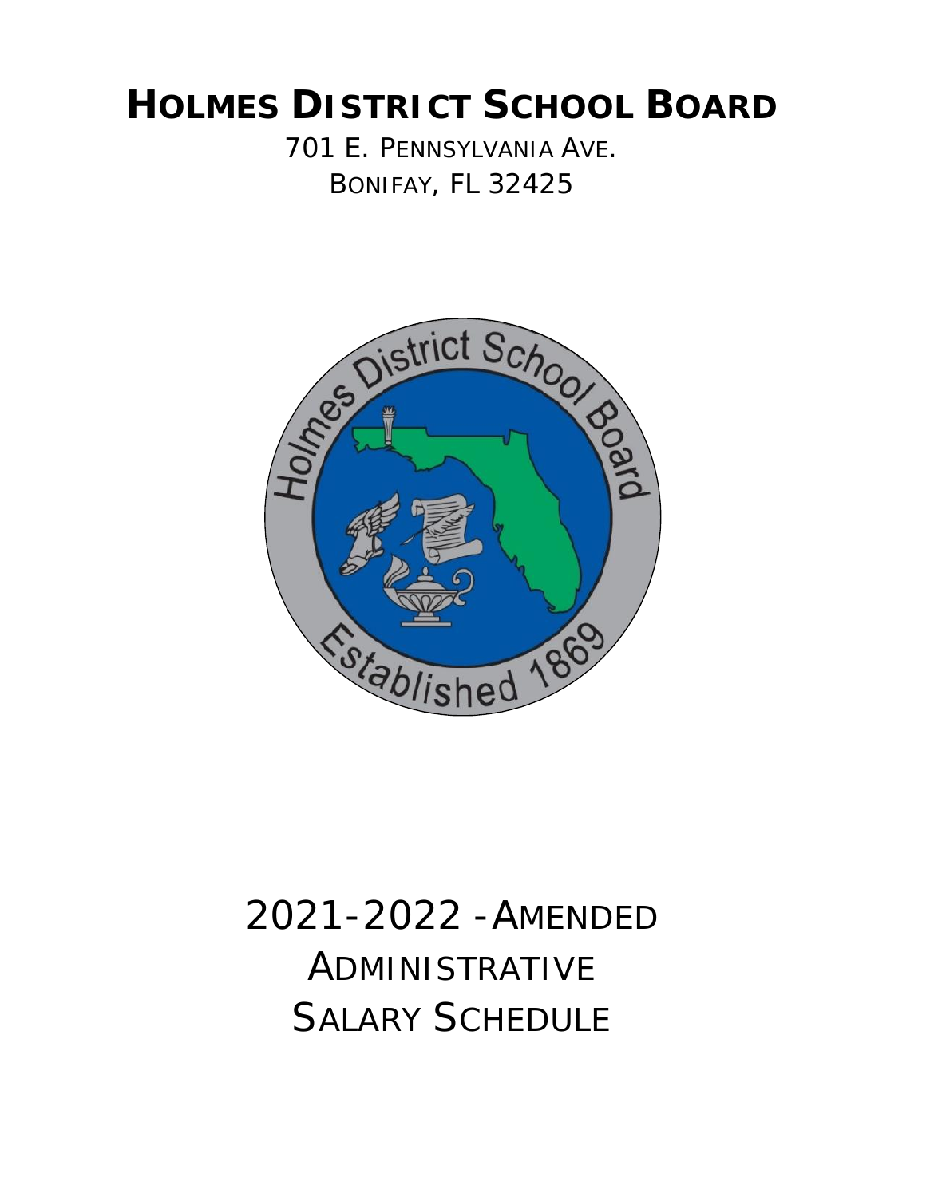# HOLMES DISTRICT SCHOOL BOARD

701 E. PENNSYLVANIA AVE.
BONIFAY, FL 32425

# 2021-2022 -AMENDED ADMINISTRATIVE SALARY SCHEDULE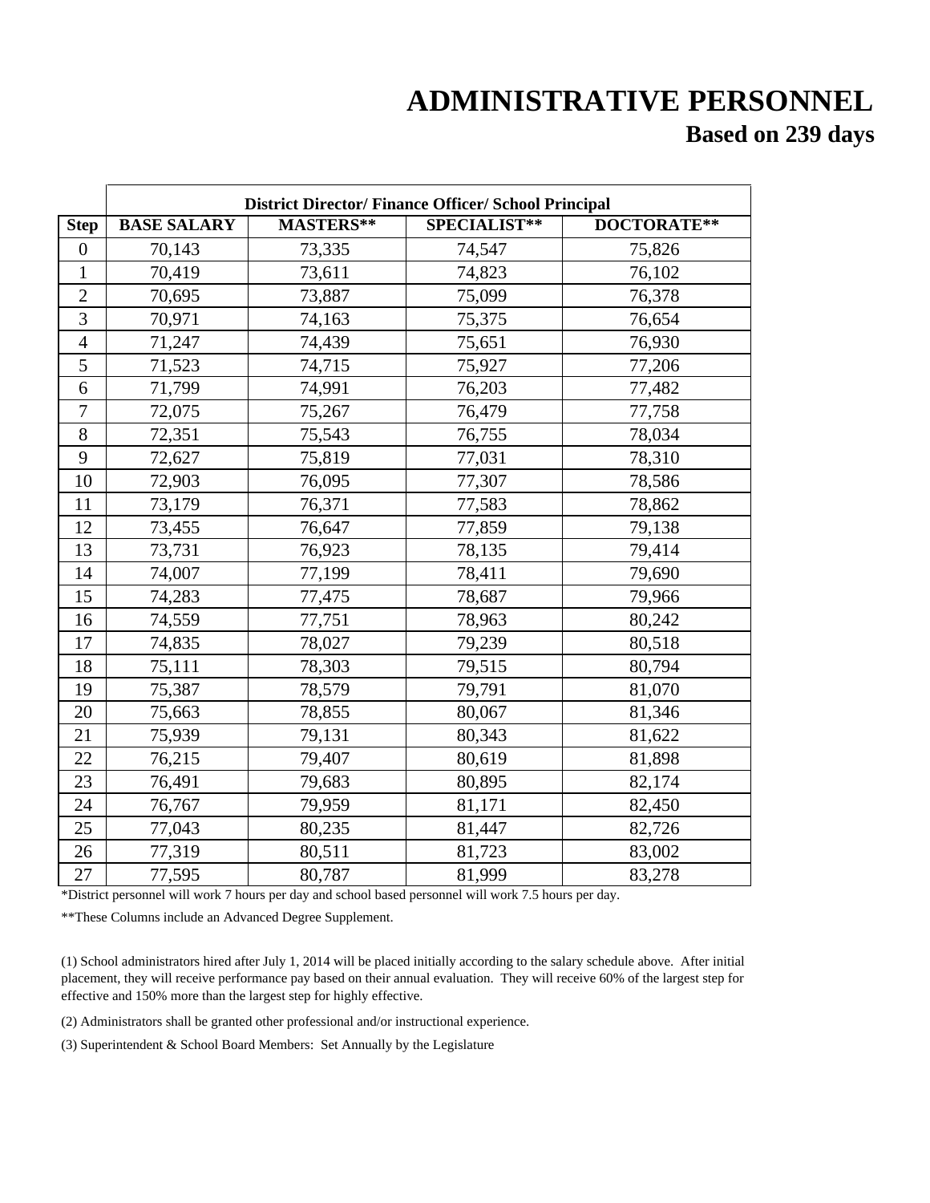# ADMINISTRATIVE PERSONNEL

## Based on 239 days

| | District Director/ Finance Officer/ School Principal | | | |
|---|---|---|---|---|
| **Step** | **BASE SALARY** | **MASTERS**** | **SPECIALIST**** | **DOCTORATE**** |
| 0 | 70,143 | 73,335 | 74,547 | 75,826 |
| 1 | 70,419 | 73,611 | 74,823 | 76,102 |
| 2 | 70,695 | 73,887 | 75,099 | 76,378 |
| 3 | 70,971 | 74,163 | 75,375 | 76,654 |
| 4 | 71,247 | 74,439 | 75,651 | 76,930 |
| 5 | 71,523 | 74,715 | 75,927 | 77,206 |
| 6 | 71,799 | 74,991 | 76,203 | 77,482 |
| 7 | 72,075 | 75,267 | 76,479 | 77,758 |
| 8 | 72,351 | 75,543 | 76,755 | 78,034 |
| 9 | 72,627 | 75,819 | 77,031 | 78,310 |
| 10 | 72,903 | 76,095 | 77,307 | 78,586 |
| 11 | 73,179 | 76,371 | 77,583 | 78,862 |
| 12 | 73,455 | 76,647 | 77,859 | 79,138 |
| 13 | 73,731 | 76,923 | 78,135 | 79,414 |
| 14 | 74,007 | 77,199 | 78,411 | 79,690 |
| 15 | 74,283 | 77,475 | 78,687 | 79,966 |
| 16 | 74,559 | 77,751 | 78,963 | 80,242 |
| 17 | 74,835 | 78,027 | 79,239 | 80,518 |
| 18 | 75,111 | 78,303 | 79,515 | 80,794 |
| 19 | 75,387 | 78,579 | 79,791 | 81,070 |
| 20 | 75,663 | 78,855 | 80,067 | 81,346 |
| 21 | 75,939 | 79,131 | 80,343 | 81,622 |
| 22 | 76,215 | 79,407 | 80,619 | 81,898 |
| 23 | 76,491 | 79,683 | 80,895 | 82,174 |
| 24 | 76,767 | 79,959 | 81,171 | 82,450 |
| 25 | 77,043 | 80,235 | 81,447 | 82,726 |
| 26 | 77,319 | 80,511 | 81,723 | 83,002 |
| 27 | 77,595 | 80,787 | 81,999 | 83,278 |

*District personnel will work 7 hours per day and school based personnel will work 7.5 hours per day.

**These Columns include an Advanced Degree Supplement.

(1) School administrators hired after July 1, 2014 will be placed initially according to the salary schedule above. After initial placement, they will receive performance pay based on their annual evaluation. They will receive 60% of the largest step for effective and 150% more than the largest step for highly effective.

(2) Administrators shall be granted other professional and/or instructional experience.

(3) Superintendent & School Board Members: Set Annually by the Legislature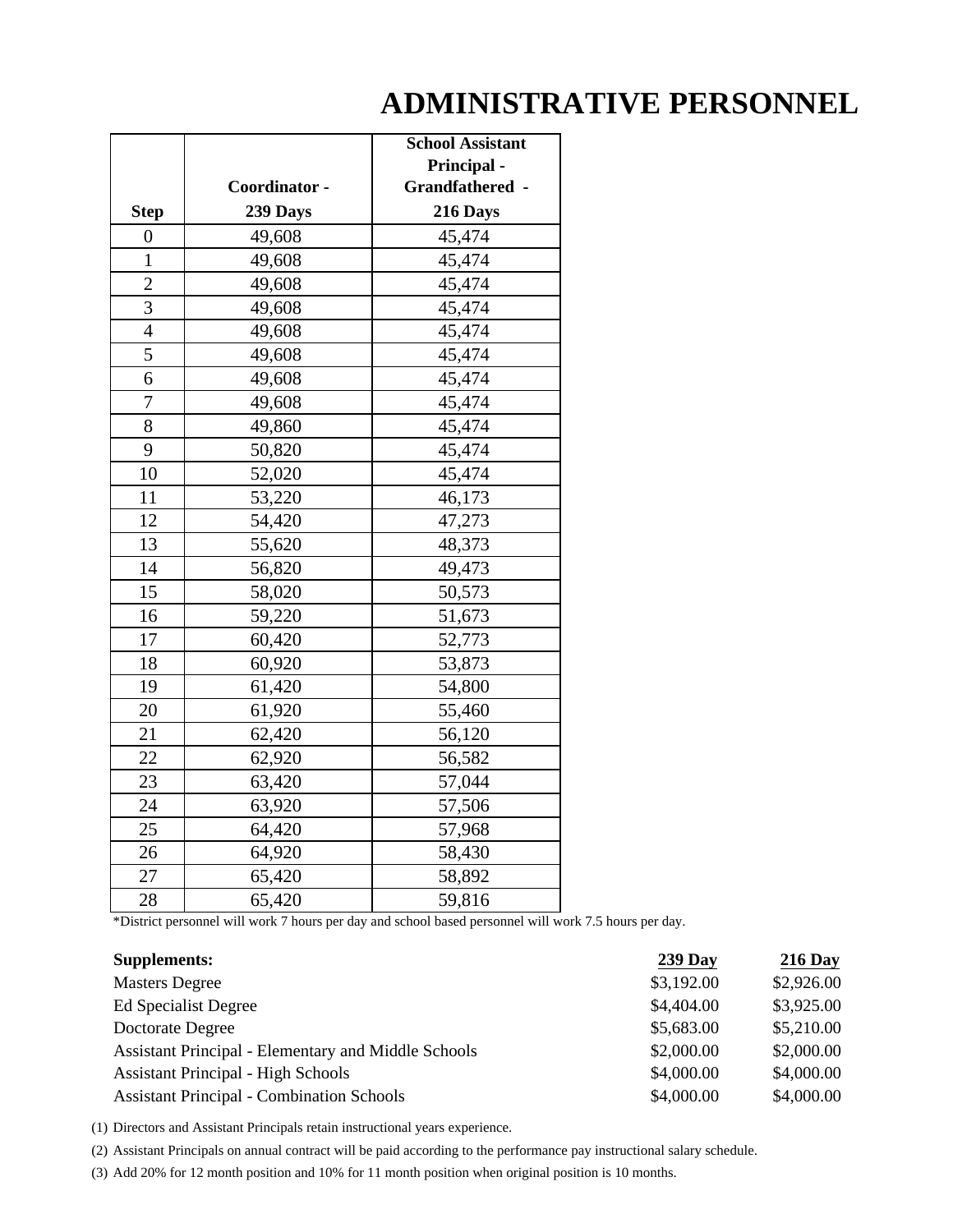# ADMINISTRATIVE PERSONNEL

| Step | Coordinator - 239 Days | School Assistant Principal - Grandfathered - 216 Days |
|---|---|---|
| 0 | 49,608 | 45,474 |
| 1 | 49,608 | 45,474 |
| 2 | 49,608 | 45,474 |
| 3 | 49,608 | 45,474 |
| 4 | 49,608 | 45,474 |
| 5 | 49,608 | 45,474 |
| 6 | 49,608 | 45,474 |
| 7 | 49,608 | 45,474 |
| 8 | 49,860 | 45,474 |
| 9 | 50,820 | 45,474 |
| 10 | 52,020 | 45,474 |
| 11 | 53,220 | 46,173 |
| 12 | 54,420 | 47,273 |
| 13 | 55,620 | 48,373 |
| 14 | 56,820 | 49,473 |
| 15 | 58,020 | 50,573 |
| 16 | 59,220 | 51,673 |
| 17 | 60,420 | 52,773 |
| 18 | 60,920 | 53,873 |
| 19 | 61,420 | 54,800 |
| 20 | 61,920 | 55,460 |
| 21 | 62,420 | 56,120 |
| 22 | 62,920 | 56,582 |
| 23 | 63,420 | 57,044 |
| 24 | 63,920 | 57,506 |
| 25 | 64,420 | 57,968 |
| 26 | 64,920 | 58,430 |
| 27 | 65,420 | 58,892 |
| 28 | 65,420 | 59,816 |

*District personnel will work 7 hours per day and school based personnel will work 7.5 hours per day.

| Supplements: | 239 Day | 216 Day |
|---|---|---|
| Masters Degree | $3,192.00 | $2,926.00 |
| Ed Specialist Degree | $4,404.00 | $3,925.00 |
| Doctorate Degree | $5,683.00 | $5,210.00 |
| Assistant Principal - Elementary and Middle Schools | $2,000.00 | $2,000.00 |
| Assistant Principal - High Schools | $4,000.00 | $4,000.00 |
| Assistant Principal - Combination Schools | $4,000.00 | $4,000.00 |

(1) Directors and Assistant Principals retain instructional years experience.

(2) Assistant Principals on annual contract will be paid according to the performance pay instructional salary schedule.

(3) Add 20% for 12 month position and 10% for 11 month position when original position is 10 months.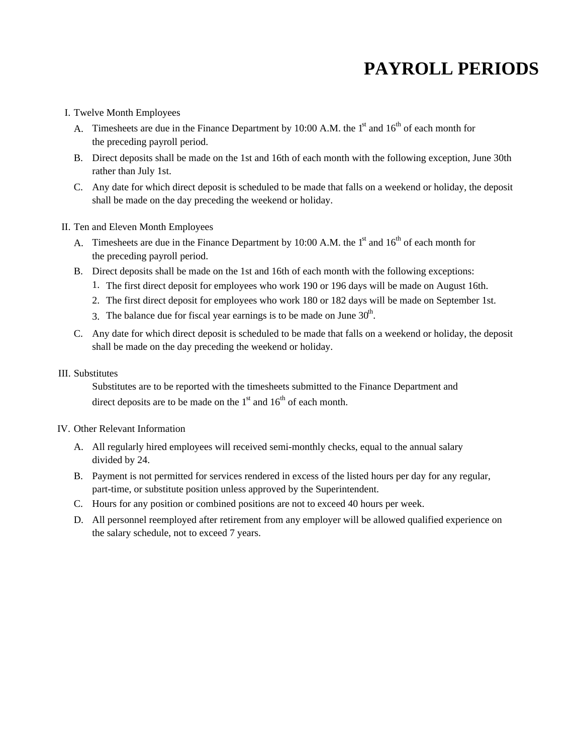# PAYROLL PERIODS

I. Twelve Month Employees

A. Timesheets are due in the Finance Department by 10:00 A.M. the 1st and 16th of each month for the preceding payroll period.

B. Direct deposits shall be made on the 1st and 16th of each month with the following exception, June 30th rather than July 1st.

C. Any date for which direct deposit is scheduled to be made that falls on a weekend or holiday, the deposit shall be made on the day preceding the weekend or holiday.

II. Ten and Eleven Month Employees

A. Timesheets are due in the Finance Department by 10:00 A.M. the 1st and 16th of each month for the preceding payroll period.

B. Direct deposits shall be made on the 1st and 16th of each month with the following exceptions:

1. The first direct deposit for employees who work 190 or 196 days will be made on August 16th.
2. The first direct deposit for employees who work 180 or 182 days will be made on September 1st.
3. The balance due for fiscal year earnings is to be made on June 30th.

C. Any date for which direct deposit is scheduled to be made that falls on a weekend or holiday, the deposit shall be made on the day preceding the weekend or holiday.

III. Substitutes

Substitutes are to be reported with the timesheets submitted to the Finance Department and direct deposits are to be made on the 1st and 16th of each month.

IV. Other Relevant Information

A. All regularly hired employees will received semi-monthly checks, equal to the annual salary divided by 24.

B. Payment is not permitted for services rendered in excess of the listed hours per day for any regular, part-time, or substitute position unless approved by the Superintendent.

C. Hours for any position or combined positions are not to exceed 40 hours per week.

D. All personnel reemployed after retirement from any employer will be allowed qualified experience on the salary schedule, not to exceed 7 years.